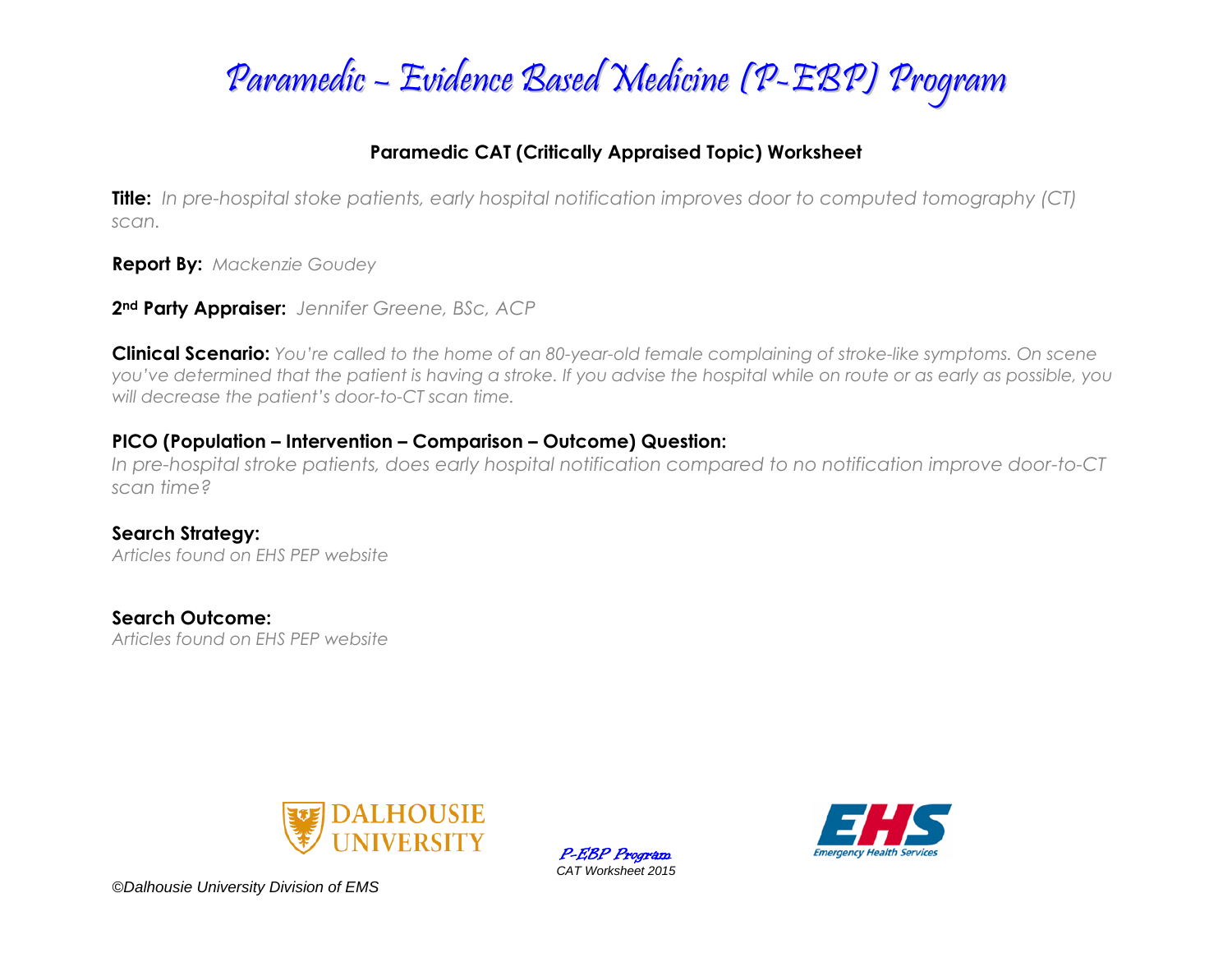# Paramedic – Evidence Based Medicine (P-EBP) Program

## Paramedic CAT (Critically Appraised Topic) Worksheet

**Title:** *In pre-hospital stoke patients, early hospital notification improves door to computed tomography (CT) scan.*

**Report By:** *Mackenzie Goudey*

**2nd Party Appraiser:** *Jennifer Greene, BSc, ACP*

**Clinical Scenario:** *You're called to the home of an 80-year-old female complaining of stroke-like symptoms. On scene you've determined that the patient is having a stroke. If you advise the hospital while on route or as early as possible, you will decrease the patient's door-to-CT scan time.*

**PICO (Population – Intervention – Comparison – Outcome) Question:**
*In pre-hospital stroke patients, does early hospital notification compared to no notification improve door-to-CT scan time?*

**Search Strategy:**
*Articles found on EHS PEP website*

**Search Outcome:**
*Articles found on EHS PEP website*

©Dalhousie University Division of EMS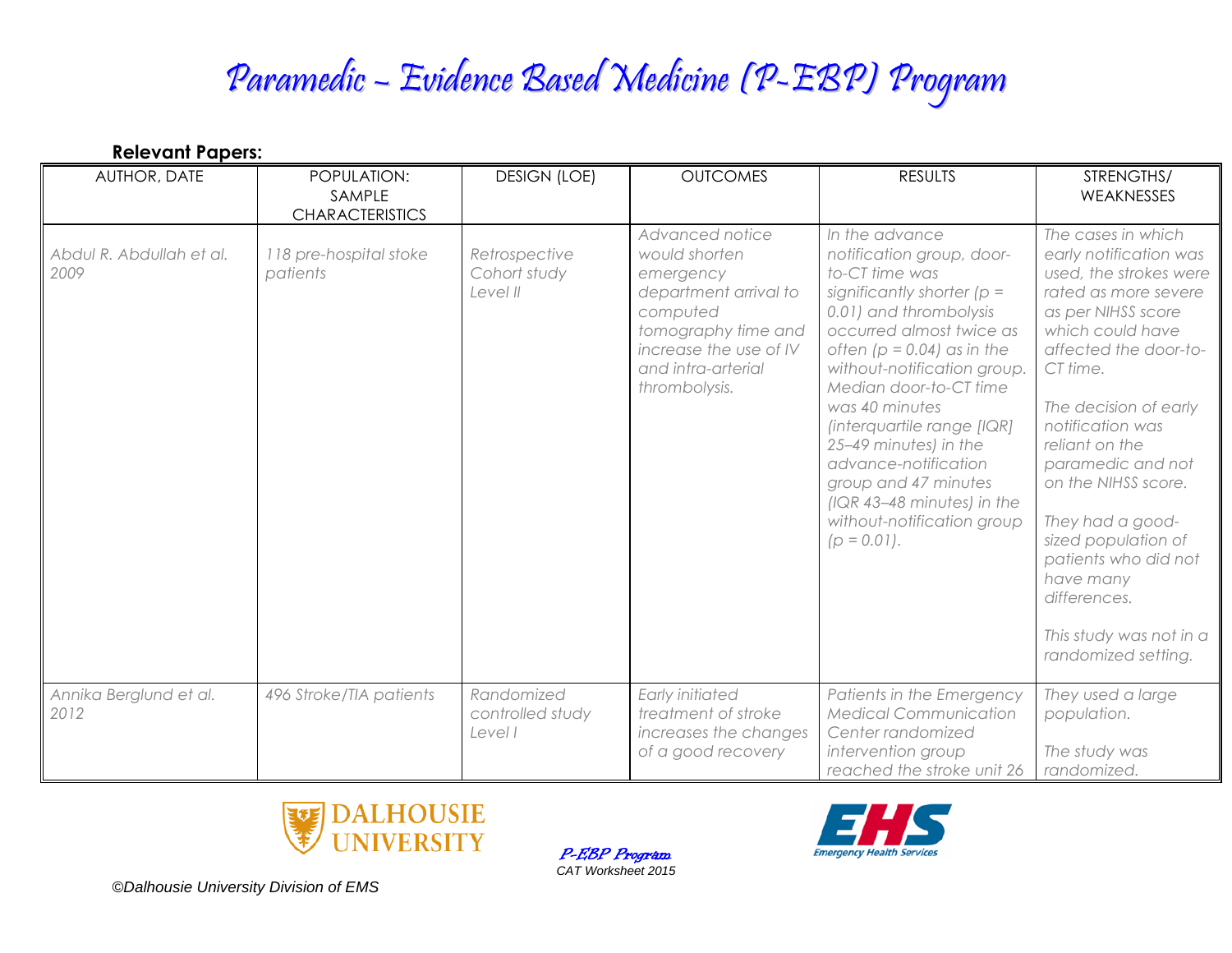# Paramedic – Evidence Based Medicine (P-EBP) Program

**Relevant Papers:**

| AUTHOR, DATE | POPULATION: SAMPLE CHARACTERISTICS | DESIGN (LOE) | OUTCOMES | RESULTS | STRENGTHS/ WEAKNESSES |
|---|---|---|---|---|---|
| *Abdul R. Abdullah et al. 2009* | *118 pre-hospital stoke patients* | *Retrospective Cohort study Level II* | *Advanced notice would shorten emergency department arrival to computed tomography time and increase the use of IV and intra-arterial thrombolysis.* | *In the advance notification group, door-to-CT time was significantly shorter (p = 0.01) and thrombolysis occurred almost twice as often (p = 0.04) as in the without-notification group. Median door-to-CT time was 40 minutes (interquartile range [IQR] 25–49 minutes) in the advance-notification group and 47 minutes (IQR 43–48 minutes) in the without-notification group (p = 0.01).* | *The cases in which early notification was used, the strokes were rated as more severe as per NIHSS score which could have affected the door-to-CT time.*<br><br>*The decision of early notification was reliant on the paramedic and not on the NIHSS score.*<br><br>*They had a good-sized population of patients who did not have many differences.*<br><br>*This study was not in a randomized setting.* |
| *Annika Berglund et al. 2012* | *496 Stroke/TIA patients* | *Randomized controlled study Level I* | *Early initiated treatment of stroke increases the changes of a good recovery* | *Patients in the Emergency Medical Communication Center randomized intervention group reached the stroke unit 26* | *They used a large population.*<br><br>*The study was randomized.* |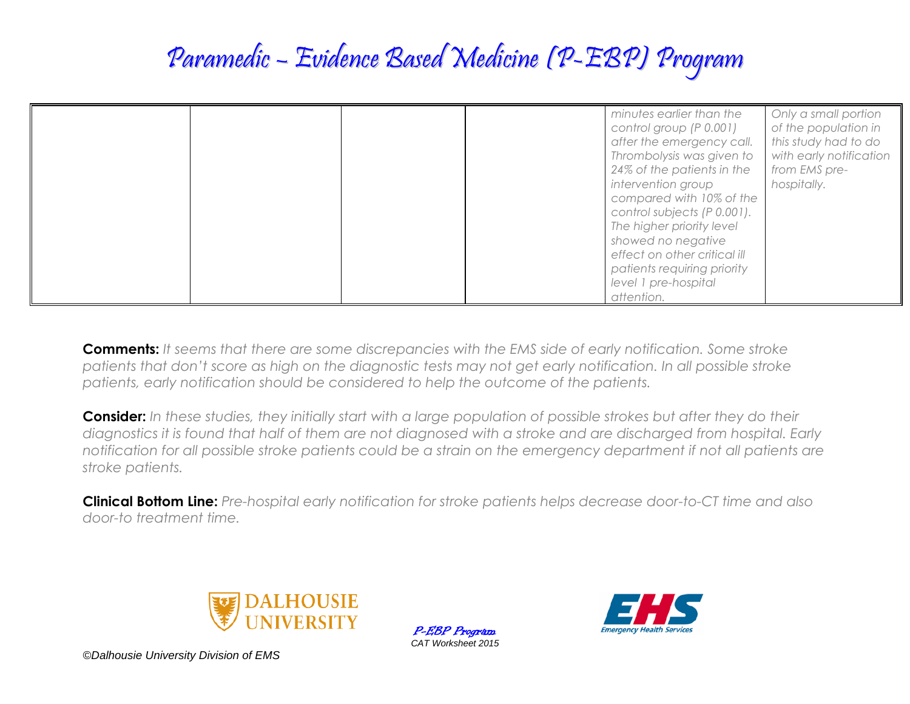| | | | | minutes earlier than the control group (P 0.001) after the emergency call. Thrombolysis was given to 24% of the patients in the intervention group compared with 10% of the control subjects (P 0.001). The higher priority level showed no negative effect on other critical ill patients requiring priority level 1 pre-hospital attention. | Only a small portion of the population in this study had to do with early notification from EMS pre-hospitally. |
|---|---|---|---|---|---|

**Comments:** *It seems that there are some discrepancies with the EMS side of early notification. Some stroke patients that don't score as high on the diagnostic tests may not get early notification. In all possible stroke patients, early notification should be considered to help the outcome of the patients.*

**Consider:** *In these studies, they initially start with a large population of possible strokes but after they do their diagnostics it is found that half of them are not diagnosed with a stroke and are discharged from hospital. Early notification for all possible stroke patients could be a strain on the emergency department if not all patients are stroke patients.*

**Clinical Bottom Line:** *Pre-hospital early notification for stroke patients helps decrease door-to-CT time and also door-to treatment time.*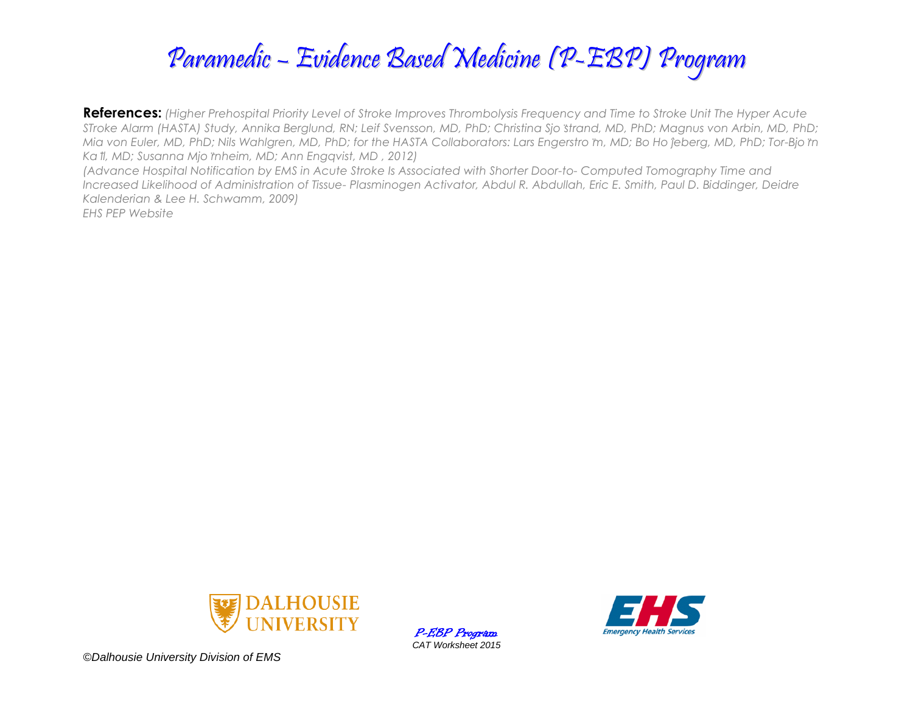**References:** *(Higher Prehospital Priority Level of Stroke Improves Thrombolysis Frequency and Time to Stroke Unit The Hyper Acute STroke Alarm (HASTA) Study, Annika Berglund, RN; Leif Svensson, MD, PhD; Christina Sjöstrand, MD, PhD; Magnus von Arbin, MD, PhD; Mia von Euler, MD, PhD; Nils Wahlgren, MD, PhD; for the HASTA Collaborators: Lars Engerström, MD; Bo Höjeberg, MD, PhD; Tor-Björn Käll, MD; Susanna Mjörnheim, MD; Ann Engqvist, MD , 2012)*
*(Advance Hospital Notification by EMS in Acute Stroke Is Associated with Shorter Door-to- Computed Tomography Time and Increased Likelihood of Administration of Tissue- Plasminogen Activator, Abdul R. Abdullah, Eric E. Smith, Paul D. Biddinger, Deidre Kalenderian & Lee H. Schwamm, 2009)*
*EHS PEP Website*